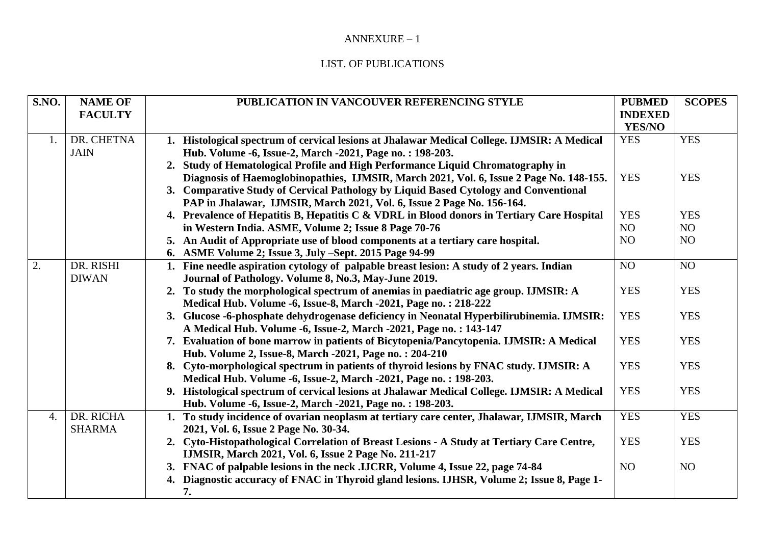ANNEXURE – 1

LIST. OF PUBLICATIONS

| S.NO. | NAME OF FACULTY | PUBLICATION IN VANCOUVER REFERENCING STYLE | PUBMED INDEXED YES/NO | SCOPES |
|---|---|---|---|---|
| 1. | DR. CHETNA JAIN | **1. Histological spectrum of cervical lesions at Jhalawar Medical College. IJMSIR: A Medical Hub. Volume -6, Issue-2, March -2021, Page no. : 198-203.**<br>**2. Study of Hematological Profile and High Performance Liquid Chromatography in Diagnosis of Haemoglobinopathies, IJMSIR, March 2021, Vol. 6, Issue 2 Page No. 148-155.**<br>**3. Comparative Study of Cervical Pathology by Liquid Based Cytology and Conventional PAP in Jhalawar, IJMSIR, March 2021, Vol. 6, Issue 2 Page No. 156-164.**<br>**4. Prevalence of Hepatitis B, Hepatitis C & VDRL in Blood donors in Tertiary Care Hospital in Western India. ASME, Volume 2; Issue 8 Page 70-76**<br>**5. An Audit of Appropriate use of blood components at a tertiary care hospital.**<br>**6. ASME Volume 2; Issue 3, July –Sept. 2015 Page 94-99** | YES<br>YES<br>YES<br>NO<br>NO | YES<br>YES<br>YES<br>NO<br>NO |
| 2. | DR. RISHI DIWAN | **1. Fine needle aspiration cytology of palpable breast lesion: A study of 2 years. Indian Journal of Pathology. Volume 8, No.3, May-June 2019.**<br>**2. To study the morphological spectrum of anemias in paediatric age group. IJMSIR: A Medical Hub. Volume -6, Issue-8, March -2021, Page no. : 218-222**<br>**3. Glucose -6-phosphate dehydrogenase deficiency in Neonatal Hyperbilirubinemia. IJMSIR: A Medical Hub. Volume -6, Issue-2, March -2021, Page no. : 143-147**<br>**7. Evaluation of bone marrow in patients of Bicytopenia/Pancytopenia. IJMSIR: A Medical Hub. Volume 2, Issue-8, March -2021, Page no. : 204-210**<br>**8. Cyto-morphological spectrum in patients of thyroid lesions by FNAC study. IJMSIR: A Medical Hub. Volume -6, Issue-2, March -2021, Page no. : 198-203.**<br>**9. Histological spectrum of cervical lesions at Jhalawar Medical College. IJMSIR: A Medical Hub. Volume -6, Issue-2, March -2021, Page no. : 198-203.** | NO<br>YES<br>YES<br>YES<br>YES<br>YES | NO<br>YES<br>YES<br>YES<br>YES<br>YES |
| 4. | DR. RICHA SHARMA | **1. To study incidence of ovarian neoplasm at tertiary care center, Jhalawar, IJMSIR, March 2021, Vol. 6, Issue 2 Page No. 30-34.**<br>**2. Cyto-Histopathological Correlation of Breast Lesions - A Study at Tertiary Care Centre, IJMSIR, March 2021, Vol. 6, Issue 2 Page No. 211-217**<br>**3. FNAC of palpable lesions in the neck .IJCRR, Volume 4, Issue 22, page 74-84**<br>**4. Diagnostic accuracy of FNAC in Thyroid gland lesions. IJHSR, Volume 2; Issue 8, Page 1-7.** | YES<br>YES<br>NO | YES<br>YES<br>NO |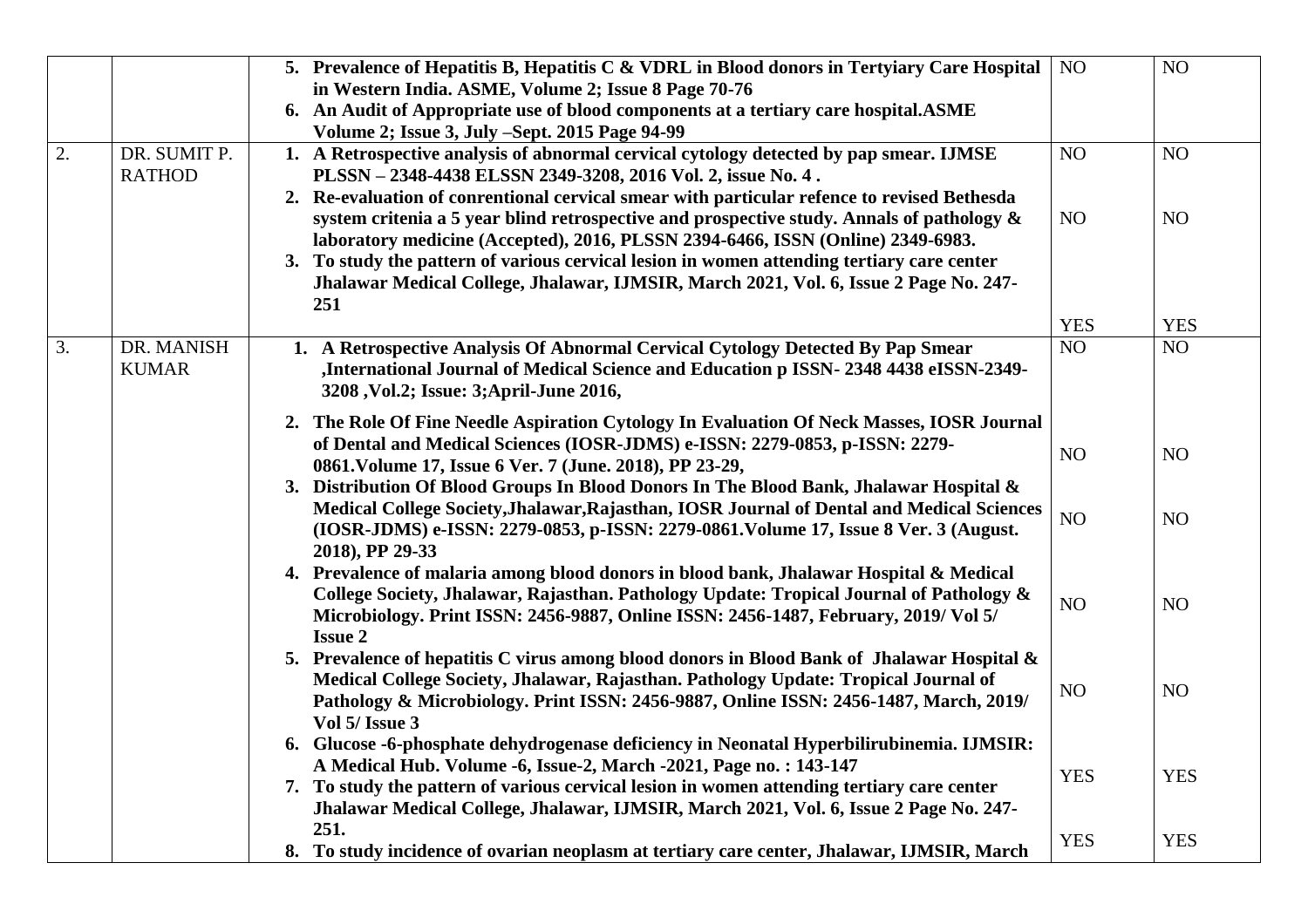| | | | | |
|---|---|---|---|---|
| | | **5. Prevalence of Hepatitis B, Hepatitis C & VDRL in Blood donors in Tertyiary Care Hospital in Western India. ASME, Volume 2; Issue 8 Page 70-76**<br>**6. An Audit of Appropriate use of blood components at a tertiary care hospital.ASME Volume 2; Issue 3, July –Sept. 2015 Page 94-99** | NO | NO |
| 2. | DR. SUMIT P. RATHOD | **1. A Retrospective analysis of abnormal cervical cytology detected by pap smear. IJMSE PLSSN – 2348-4438 ELSSN 2349-3208, 2016 Vol. 2, issue No. 4 .** | NO | NO |
| | | **2. Re-evaluation of conrentional cervical smear with particular refence to revised Bethesda system critenia a 5 year blind retrospective and prospective study. Annals of pathology & laboratory medicine (Accepted), 2016, PLSSN 2394-6466, ISSN (Online) 2349-6983.** | NO | NO |
| | | **3. To study the pattern of various cervical lesion in women attending tertiary care center Jhalawar Medical College, Jhalawar, IJMSIR, March 2021, Vol. 6, Issue 2 Page No. 247-251** | YES | YES |
| 3. | DR. MANISH KUMAR | **1. A Retrospective Analysis Of Abnormal Cervical Cytology Detected By Pap Smear ,International Journal of Medical Science and Education p ISSN- 2348 4438 eISSN-2349-3208 ,Vol.2; Issue: 3;April-June 2016,** | NO | NO |
| | | **2. The Role Of Fine Needle Aspiration Cytology In Evaluation Of Neck Masses, IOSR Journal of Dental and Medical Sciences (IOSR-JDMS) e-ISSN: 2279-0853, p-ISSN: 2279-0861.Volume 17, Issue 6 Ver. 7 (June. 2018), PP 23-29,** | NO | NO |
| | | **3. Distribution Of Blood Groups In Blood Donors In The Blood Bank, Jhalawar Hospital & Medical College Society,Jhalawar,Rajasthan, IOSR Journal of Dental and Medical Sciences (IOSR-JDMS) e-ISSN: 2279-0853, p-ISSN: 2279-0861.Volume 17, Issue 8 Ver. 3 (August. 2018), PP 29-33** | NO | NO |
| | | **4. Prevalence of malaria among blood donors in blood bank, Jhalawar Hospital & Medical College Society, Jhalawar, Rajasthan. Pathology Update: Tropical Journal of Pathology & Microbiology. Print ISSN: 2456-9887, Online ISSN: 2456-1487, February, 2019/ Vol 5/ Issue 2** | NO | NO |
| | | **5. Prevalence of hepatitis C virus among blood donors in Blood Bank of Jhalawar Hospital & Medical College Society, Jhalawar, Rajasthan. Pathology Update: Tropical Journal of Pathology & Microbiology. Print ISSN: 2456-9887, Online ISSN: 2456-1487, March, 2019/ Vol 5/ Issue 3** | NO | NO |
| | | **6. Glucose -6-phosphate dehydrogenase deficiency in Neonatal Hyperbilirubinemia. IJMSIR: A Medical Hub. Volume -6, Issue-2, March -2021, Page no. : 143-147** | YES | YES |
| | | **7. To study the pattern of various cervical lesion in women attending tertiary care center Jhalawar Medical College, Jhalawar, IJMSIR, March 2021, Vol. 6, Issue 2 Page No. 247-251.** | YES | YES |
| | | **8. To study incidence of ovarian neoplasm at tertiary care center, Jhalawar, IJMSIR, March** | | |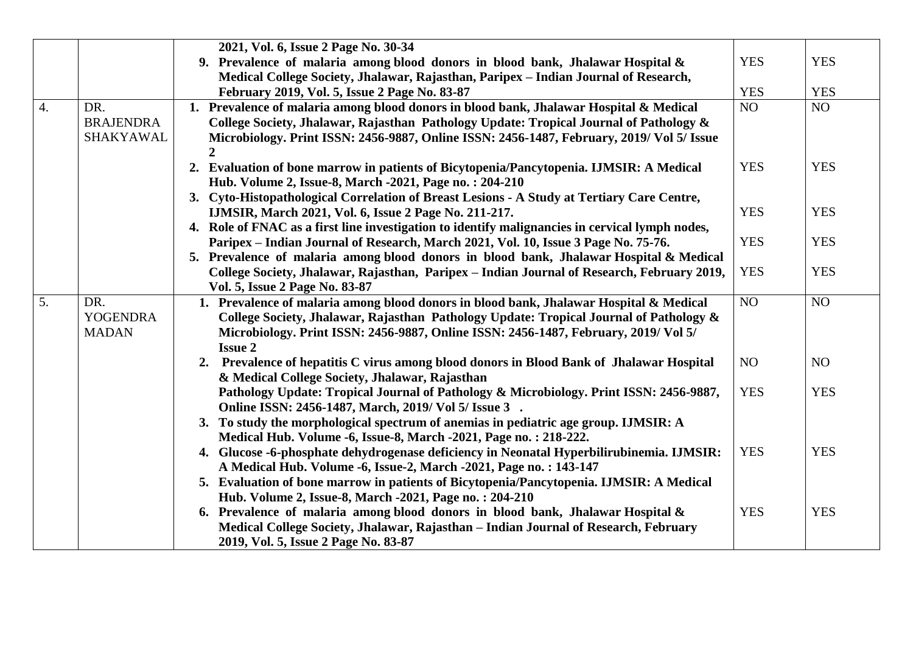| | | | | |
|---|---|---|---|---|
| | | 2021, Vol. 6, Issue 2 Page No. 30-34<br>9. Prevalence of malaria among blood donors in blood bank, Jhalawar Hospital & Medical College Society, Jhalawar, Rajasthan, Paripex – Indian Journal of Research, February 2019, Vol. 5, Issue 2 Page No. 83-87 | YES<br>YES | YES<br>YES |
| 4. | DR. BRAJENDRA SHAKYAWAL | 1. Prevalence of malaria among blood donors in blood bank, Jhalawar Hospital & Medical College Society, Jhalawar, Rajasthan Pathology Update: Tropical Journal of Pathology & Microbiology. Print ISSN: 2456-9887, Online ISSN: 2456-1487, February, 2019/ Vol 5/ Issue 2<br>2. Evaluation of bone marrow in patients of Bicytopenia/Pancytopenia. IJMSIR: A Medical Hub. Volume 2, Issue-8, March -2021, Page no. : 204-210<br>3. Cyto-Histopathological Correlation of Breast Lesions - A Study at Tertiary Care Centre, IJMSIR, March 2021, Vol. 6, Issue 2 Page No. 211-217.<br>4. Role of FNAC as a first line investigation to identify malignancies in cervical lymph nodes, Paripex – Indian Journal of Research, March 2021, Vol. 10, Issue 3 Page No. 75-76.<br>5. Prevalence of malaria among blood donors in blood bank, Jhalawar Hospital & Medical College Society, Jhalawar, Rajasthan, Paripex – Indian Journal of Research, February 2019, Vol. 5, Issue 2 Page No. 83-87 | NO<br>YES<br>YES<br>YES<br>YES | NO<br>YES<br>YES<br>YES<br>YES |
| 5. | DR. YOGENDRA MADAN | 1. Prevalence of malaria among blood donors in blood bank, Jhalawar Hospital & Medical College Society, Jhalawar, Rajasthan Pathology Update: Tropical Journal of Pathology & Microbiology. Print ISSN: 2456-9887, Online ISSN: 2456-1487, February, 2019/ Vol 5/ Issue 2<br>2. Prevalence of hepatitis C virus among blood donors in Blood Bank of Jhalawar Hospital & Medical College Society, Jhalawar, Rajasthan Pathology Update: Tropical Journal of Pathology & Microbiology. Print ISSN: 2456-9887, Online ISSN: 2456-1487, March, 2019/ Vol 5/ Issue 3 .<br>3. To study the morphological spectrum of anemias in pediatric age group. IJMSIR: A Medical Hub. Volume -6, Issue-8, March -2021, Page no. : 218-222.<br>4. Glucose -6-phosphate dehydrogenase deficiency in Neonatal Hyperbilirubinemia. IJMSIR: A Medical Hub. Volume -6, Issue-2, March -2021, Page no. : 143-147<br>5. Evaluation of bone marrow in patients of Bicytopenia/Pancytopenia. IJMSIR: A Medical Hub. Volume 2, Issue-8, March -2021, Page no. : 204-210<br>6. Prevalence of malaria among blood donors in blood bank, Jhalawar Hospital & Medical College Society, Jhalawar, Rajasthan – Indian Journal of Research, February 2019, Vol. 5, Issue 2 Page No. 83-87 | NO<br>NO<br>YES<br>YES<br>YES | NO<br>NO<br>YES<br>YES<br>YES |